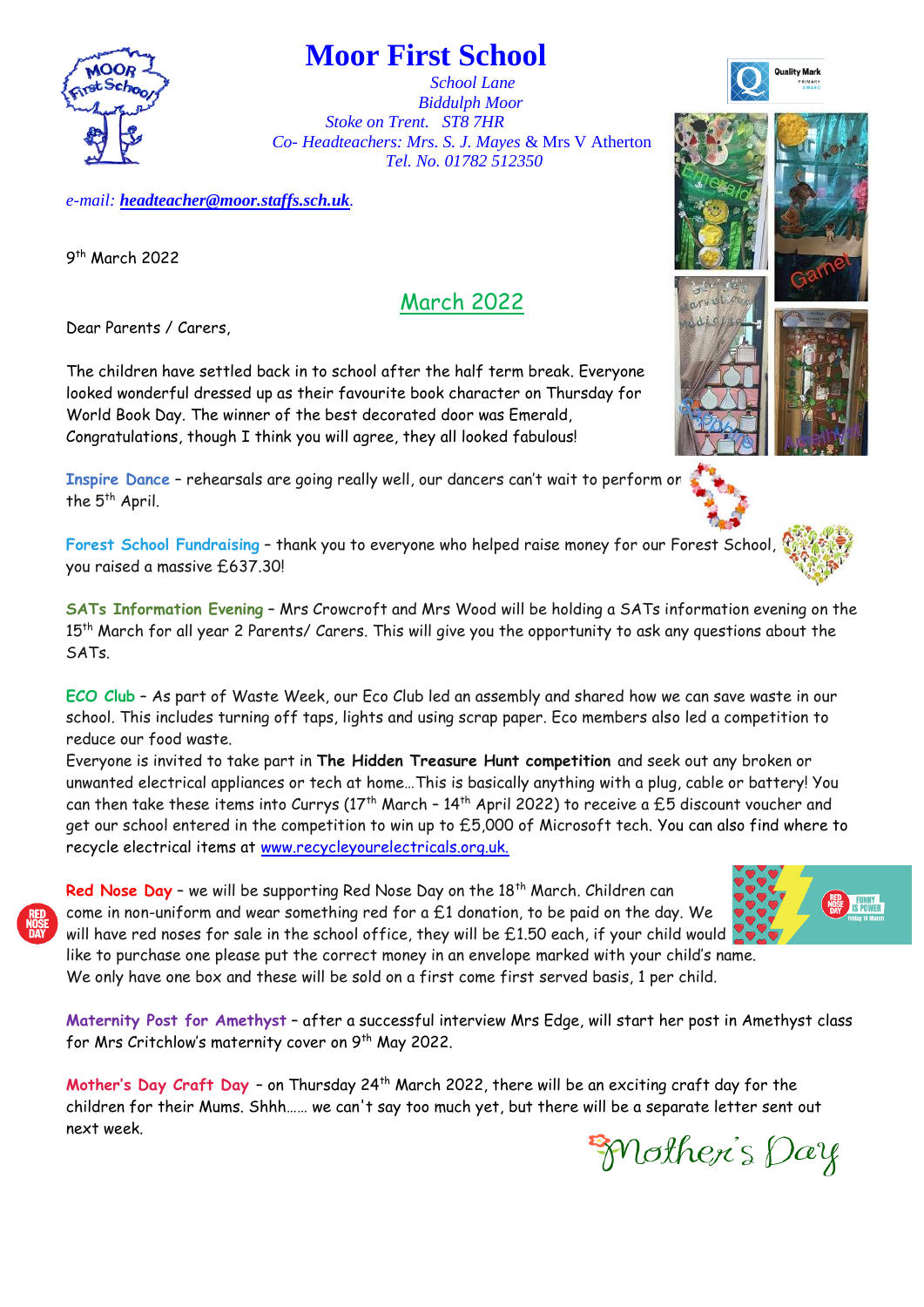# Moor First School

*School Lane*
*Biddulph Moor*
*Stoke on Trent. ST8 7HR*
*Co- Headteachers: Mrs. S. J. Mayes* & Mrs V Atherton
*Tel. No. 01782 512350*

*e-mail:* ***headteacher@moor.staffs.sch.uk***.

9th March 2022

## March 2022

Dear Parents / Carers,

The children have settled back in to school after the half term break. Everyone looked wonderful dressed up as their favourite book character on Thursday for World Book Day. The winner of the best decorated door was Emerald, Congratulations, though I think you will agree, they all looked fabulous!

**Inspire Dance** – rehearsals are going really well, our dancers can't wait to perform on the 5th April.

**Forest School Fundraising** – thank you to everyone who helped raise money for our Forest School, you raised a massive £637.30!

**SATs Information Evening** – Mrs Crowcroft and Mrs Wood will be holding a SATs information evening on the 15th March for all year 2 Parents/ Carers. This will give you the opportunity to ask any questions about the SATs.

**ECO Club** – As part of Waste Week, our Eco Club led an assembly and shared how we can save waste in our school. This includes turning off taps, lights and using scrap paper. Eco members also led a competition to reduce our food waste.
Everyone is invited to take part in **The Hidden Treasure Hunt competition** and seek out any broken or unwanted electrical appliances or tech at home…This is basically anything with a plug, cable or battery! You can then take these items into Currys (17th March – 14th April 2022) to receive a £5 discount voucher and get our school entered in the competition to win up to £5,000 of Microsoft tech. You can also find where to recycle electrical items at www.recycleyourelectricals.org.uk.

**Red Nose Day** – we will be supporting Red Nose Day on the 18th March. Children can come in non-uniform and wear something red for a £1 donation, to be paid on the day. We will have red noses for sale in the school office, they will be £1.50 each, if your child would like to purchase one please put the correct money in an envelope marked with your child's name. We only have one box and these will be sold on a first come first served basis, 1 per child.

**Maternity Post for Amethyst** – after a successful interview Mrs Edge, will start her post in Amethyst class for Mrs Critchlow's maternity cover on 9th May 2022.

**Mother's Day Craft Day** – on Thursday 24th March 2022, there will be an exciting craft day for the children for their Mums. Shhh…… we can't say too much yet, but there will be a separate letter sent out next week.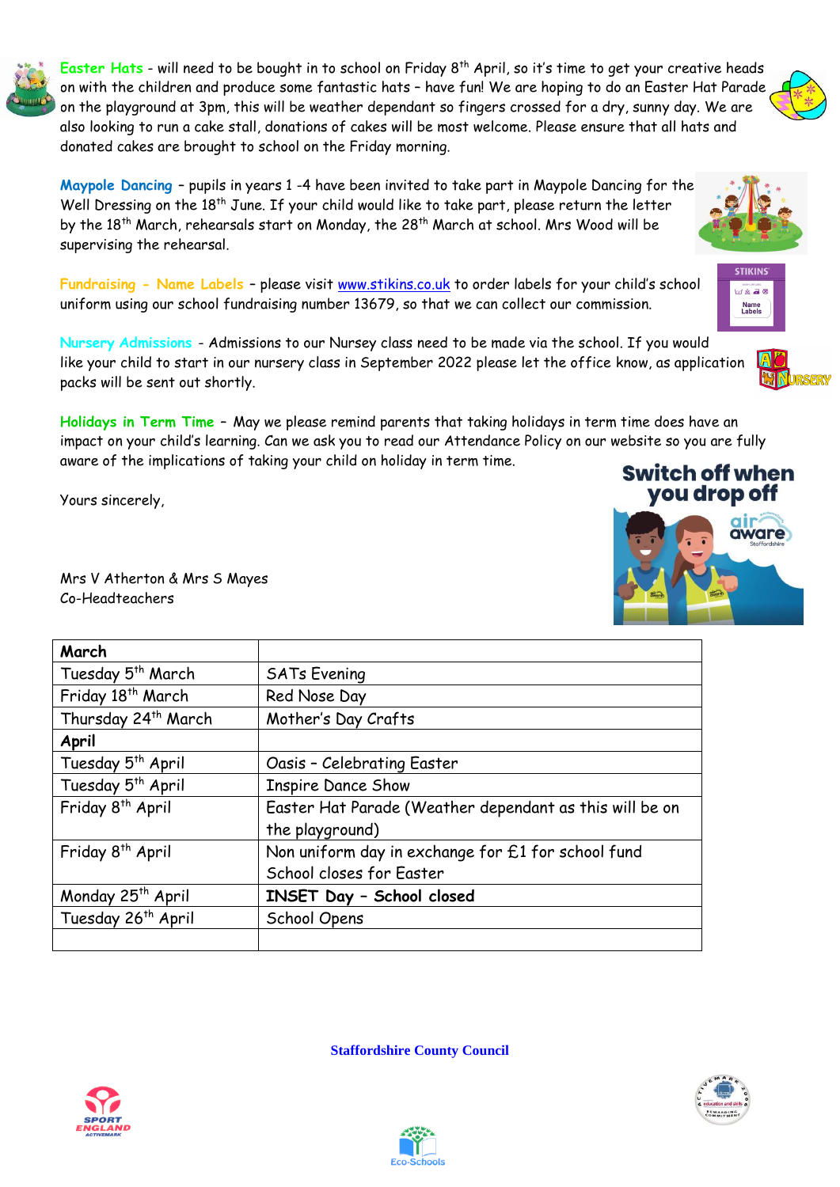**Easter Hats** - will need to be bought in to school on Friday 8th April, so it's time to get your creative heads on with the children and produce some fantastic hats – have fun! We are hoping to do an Easter Hat Parade on the playground at 3pm, this will be weather dependant so fingers crossed for a dry, sunny day. We are also looking to run a cake stall, donations of cakes will be most welcome. Please ensure that all hats and donated cakes are brought to school on the Friday morning.

**Maypole Dancing** – pupils in years 1 -4 have been invited to take part in Maypole Dancing for the Well Dressing on the 18th June. If your child would like to take part, please return the letter by the 18th March, rehearsals start on Monday, the 28th March at school. Mrs Wood will be supervising the rehearsal.

**Fundraising - Name Labels** – please visit www.stikins.co.uk to order labels for your child's school uniform using our school fundraising number 13679, so that we can collect our commission.

**Nursery Admissions** - Admissions to our Nursey class need to be made via the school. If you would like your child to start in our nursery class in September 2022 please let the office know, as application packs will be sent out shortly.

**Holidays in Term Time** – May we please remind parents that taking holidays in term time does have an impact on your child's learning. Can we ask you to read our Attendance Policy on our website so you are fully aware of the implications of taking your child on holiday in term time.

Switch off when you drop off

Yours sincerely,

Mrs V Atherton & Mrs S Mayes
Co-Headteachers

| | |
|---|---|
| **March** | |
| Tuesday 5th March | SATs Evening |
| Friday 18th March | Red Nose Day |
| Thursday 24th March | Mother's Day Crafts |
| **April** | |
| Tuesday 5th April | Oasis – Celebrating Easter |
| Tuesday 5th April | Inspire Dance Show |
| Friday 8th April | Easter Hat Parade (Weather dependant as this will be on the playground) |
| Friday 8th April | Non uniform day in exchange for £1 for school fund<br>School closes for Easter |
| Monday 25th April | **INSET Day – School closed** |
| Tuesday 26th April | School Opens |
| | |

**Staffordshire County Council**